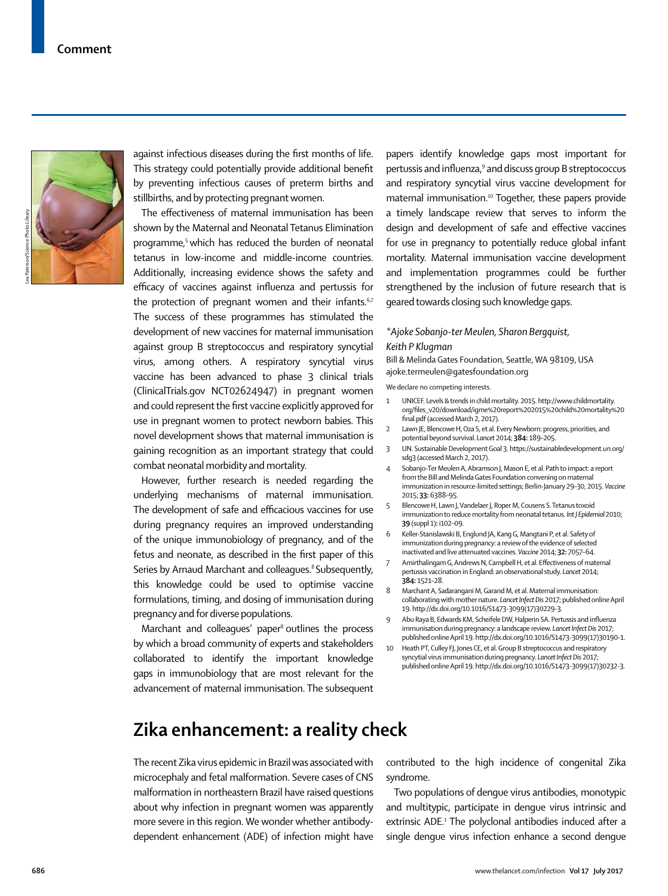## Comment

against infectious diseases during the first months of life. This strategy could potentially provide additional benefit by preventing infectious causes of preterm births and stillbirths, and by protecting pregnant women.

The effectiveness of maternal immunisation has been shown by the Maternal and Neonatal Tetanus Elimination programme,[5] which has reduced the burden of neonatal tetanus in low-income and middle-income countries. Additionally, increasing evidence shows the safety and efficacy of vaccines against influenza and pertussis for the protection of pregnant women and their infants.[6,7] The success of these programmes has stimulated the development of new vaccines for maternal immunisation against group B streptococcus and respiratory syncytial virus, among others. A respiratory syncytial virus vaccine has been advanced to phase 3 clinical trials (ClinicalTrials.gov NCT02624947) in pregnant women and could represent the first vaccine explicitly approved for use in pregnant women to protect newborn babies. This novel development shows that maternal immunisation is gaining recognition as an important strategy that could combat neonatal morbidity and mortality.

However, further research is needed regarding the underlying mechanisms of maternal immunisation. The development of safe and efficacious vaccines for use during pregnancy requires an improved understanding of the unique immunobiology of pregnancy, and of the fetus and neonate, as described in the first paper of this Series by Arnaud Marchant and colleagues.[8] Subsequently, this knowledge could be used to optimise vaccine formulations, timing, and dosing of immunisation during pregnancy and for diverse populations.

Marchant and colleagues' paper[8] outlines the process by which a broad community of experts and stakeholders collaborated to identify the important knowledge gaps in immunobiology that are most relevant for the advancement of maternal immunisation. The subsequent papers identify knowledge gaps most important for pertussis and influenza,[9] and discuss group B streptococcus and respiratory syncytial virus vaccine development for maternal immunisation.[10] Together, these papers provide a timely landscape review that serves to inform the design and development of safe and effective vaccines for use in pregnancy to potentially reduce global infant mortality. Maternal immunisation vaccine development and implementation programmes could be further strengthened by the inclusion of future research that is geared towards closing such knowledge gaps.

*\*Ajoke Sobanjo-ter Meulen, Sharon Bergquist, Keith P Klugman*

Bill & Melinda Gates Foundation, Seattle, WA 98109, USA
ajoke.termeulen@gatesfoundation.org

We declare no competing interests.

1. UNICEF. Levels & trends in child mortality. 2015. http://www.childmortality.org/files_v20/download/igme%20report%202015%20child%20mortality%20final.pdf (accessed March 2, 2017).
2. Lawn JE, Blencowe H, Oza S, et al. Every Newborn: progress, priorities, and potential beyond survival. *Lancet* 2014; **384:** 189–205.
3. UN. Sustainable Development Goal 3. https://sustainabledevelopment.un.org/sdg3 (accessed March 2, 2017).
4. Sobanjo-Ter Meulen A, Abramson J, Mason E, et al. Path to impact: a report from the Bill and Melinda Gates Foundation convening on maternal immunization in resource-limited settings; Berlin-January 29–30, 2015. *Vaccine* 2015; **33:** 6388–95.
5. Blencowe H, Lawn J, Vandelaer J, Roper M, Cousens S. Tetanus toxoid immunization to reduce mortality from neonatal tetanus. *Int J Epidemiol* 2010; **39** (suppl 1)**:** i102–09.
6. Keller-Stanislawski B, Englund JA, Kang G, Mangtani P, et al. Safety of immunization during pregnancy: a review of the evidence of selected inactivated and live attenuated vaccines. *Vaccine* 2014; **32:** 7057–64.
7. Amirthalingam G, Andrews N, Campbell H, et al. Effectiveness of maternal pertussis vaccination in England: an observational study. *Lancet* 2014; **384:** 1521–28.
8. Marchant A, Sadarangani M, Garand M, et al. Maternal immunisation: collaborating with mother nature. *Lancet Infect Dis* 2017; published online April 19. http://dx.doi.org/10.1016/S1473-3099(17)30229-3.
9. Abu Raya B, Edwards KM, Scheifele DW, Halperin SA. Pertussis and influenza immunisation during pregnancy: a landscape review. *Lancet Infect Dis* 2017; published online April 19. http://dx.doi.org/10.1016/S1473-3099(17)30190-1.
10. Heath PT, Culley FJ, Jones CE, et al. Group B streptococcus and respiratory syncytial virus immunisation during pregnancy. *Lancet Infect Dis* 2017; published online April 19. http://dx.doi.org/10.1016/S1473-3099(17)30232-3.

# Zika enhancement: a reality check

The recent Zika virus epidemic in Brazil was associated with microcephaly and fetal malformation. Severe cases of CNS malformation in northeastern Brazil have raised questions about why infection in pregnant women was apparently more severe in this region. We wonder whether antibody-dependent enhancement (ADE) of infection might have contributed to the high incidence of congenital Zika syndrome.

Two populations of dengue virus antibodies, monotypic and multitypic, participate in dengue virus intrinsic and extrinsic ADE.[1] The polyclonal antibodies induced after a single dengue virus infection enhance a second dengue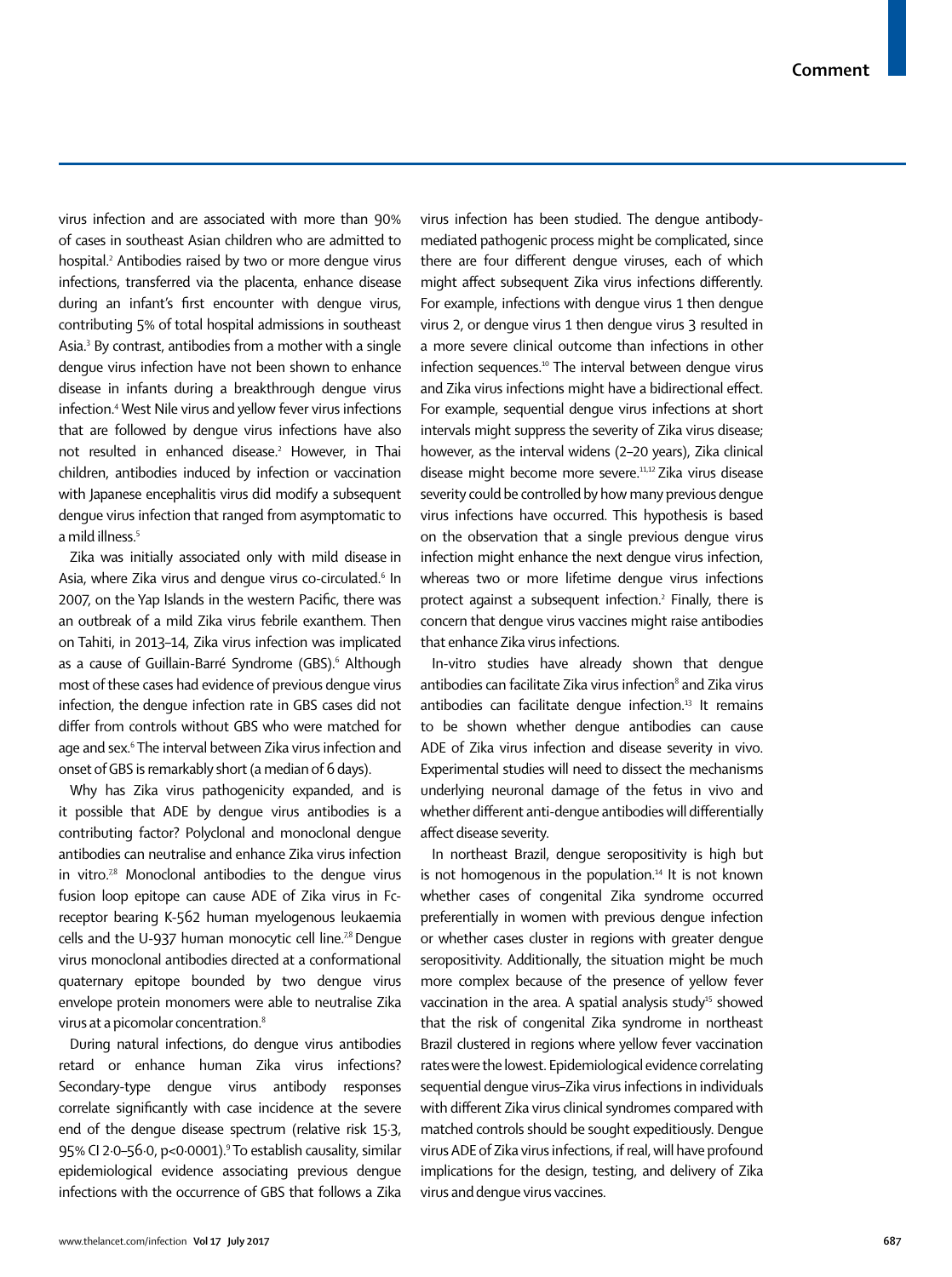virus infection and are associated with more than 90% of cases in southeast Asian children who are admitted to hospital.[2] Antibodies raised by two or more dengue virus infections, transferred via the placenta, enhance disease during an infant's first encounter with dengue virus, contributing 5% of total hospital admissions in southeast Asia.[3] By contrast, antibodies from a mother with a single dengue virus infection have not been shown to enhance disease in infants during a breakthrough dengue virus infection.[4] West Nile virus and yellow fever virus infections that are followed by dengue virus infections have also not resulted in enhanced disease.[2] However, in Thai children, antibodies induced by infection or vaccination with Japanese encephalitis virus did modify a subsequent dengue virus infection that ranged from asymptomatic to a mild illness.[5]

Zika was initially associated only with mild disease in Asia, where Zika virus and dengue virus co-circulated.[6] In 2007, on the Yap Islands in the western Pacific, there was an outbreak of a mild Zika virus febrile exanthem. Then on Tahiti, in 2013–14, Zika virus infection was implicated as a cause of Guillain-Barré Syndrome (GBS).[6] Although most of these cases had evidence of previous dengue virus infection, the dengue infection rate in GBS cases did not differ from controls without GBS who were matched for age and sex.[6] The interval between Zika virus infection and onset of GBS is remarkably short (a median of 6 days).

Why has Zika virus pathogenicity expanded, and is it possible that ADE by dengue virus antibodies is a contributing factor? Polyclonal and monoclonal dengue antibodies can neutralise and enhance Zika virus infection in vitro.[7,8] Monoclonal antibodies to the dengue virus fusion loop epitope can cause ADE of Zika virus in Fc-receptor bearing K-562 human myelogenous leukaemia cells and the U-937 human monocytic cell line.[7,8] Dengue virus monoclonal antibodies directed at a conformational quaternary epitope bounded by two dengue virus envelope protein monomers were able to neutralise Zika virus at a picomolar concentration.[8]

During natural infections, do dengue virus antibodies retard or enhance human Zika virus infections? Secondary-type dengue virus antibody responses correlate significantly with case incidence at the severe end of the dengue disease spectrum (relative risk 15·3, 95% CI 2·0–56·0, $p<0·0001$).[9] To establish causality, similar epidemiological evidence associating previous dengue infections with the occurrence of GBS that follows a Zika virus infection has been studied. The dengue antibody-mediated pathogenic process might be complicated, since there are four different dengue viruses, each of which might affect subsequent Zika virus infections differently. For example, infections with dengue virus 1 then dengue virus 2, or dengue virus 1 then dengue virus 3 resulted in a more severe clinical outcome than infections in other infection sequences.[10] The interval between dengue virus and Zika virus infections might have a bidirectional effect. For example, sequential dengue virus infections at short intervals might suppress the severity of Zika virus disease; however, as the interval widens (2–20 years), Zika clinical disease might become more severe.[11,12] Zika virus disease severity could be controlled by how many previous dengue virus infections have occurred. This hypothesis is based on the observation that a single previous dengue virus infection might enhance the next dengue virus infection, whereas two or more lifetime dengue virus infections protect against a subsequent infection.[2] Finally, there is concern that dengue virus vaccines might raise antibodies that enhance Zika virus infections.

In-vitro studies have already shown that dengue antibodies can facilitate Zika virus infection[8] and Zika virus antibodies can facilitate dengue infection.[13] It remains to be shown whether dengue antibodies can cause ADE of Zika virus infection and disease severity in vivo. Experimental studies will need to dissect the mechanisms underlying neuronal damage of the fetus in vivo and whether different anti-dengue antibodies will differentially affect disease severity.

In northeast Brazil, dengue seropositivity is high but is not homogenous in the population.[14] It is not known whether cases of congenital Zika syndrome occurred preferentially in women with previous dengue infection or whether cases cluster in regions with greater dengue seropositivity. Additionally, the situation might be much more complex because of the presence of yellow fever vaccination in the area. A spatial analysis study[15] showed that the risk of congenital Zika syndrome in northeast Brazil clustered in regions where yellow fever vaccination rates were the lowest. Epidemiological evidence correlating sequential dengue virus–Zika virus infections in individuals with different Zika virus clinical syndromes compared with matched controls should be sought expeditiously. Dengue virus ADE of Zika virus infections, if real, will have profound implications for the design, testing, and delivery of Zika virus and dengue virus vaccines.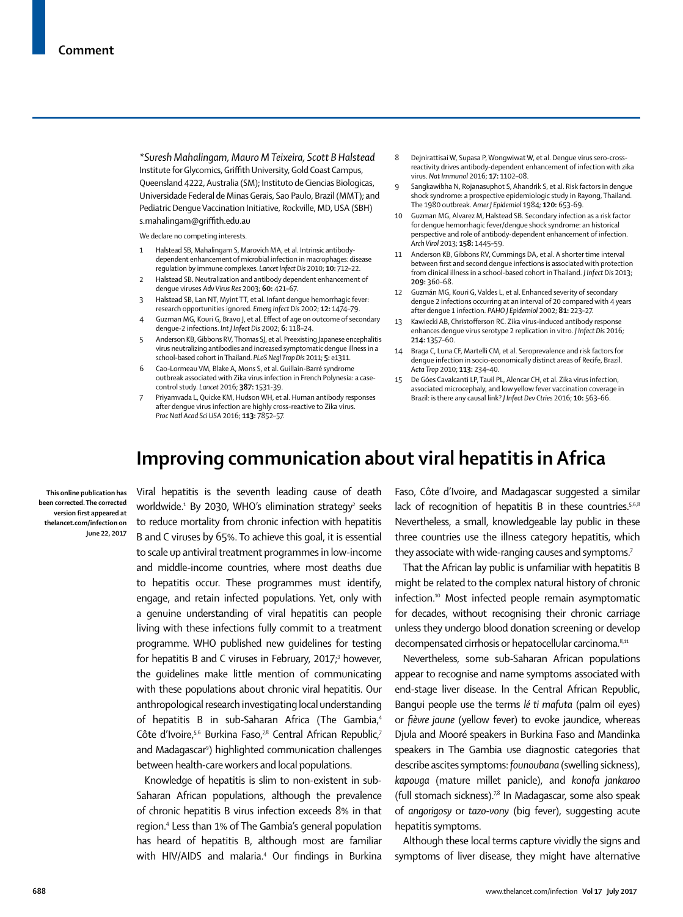*Suresh Mahalingam, Mauro M Teixeira, Scott B Halstead

Institute for Glycomics, Griffith University, Gold Coast Campus, Queensland 4222, Australia (SM); Instituto de Ciencias Biologicas, Universidade Federal de Minas Gerais, Sao Paulo, Brazil (MMT); and Pediatric Dengue Vaccination Initiative, Rockville, MD, USA (SBH)
s.mahalingam@griffith.edu.au

We declare no competing interests.

1. Halstead SB, Mahalingam S, Marovich MA, et al. Intrinsic antibody-dependent enhancement of microbial infection in macrophages: disease regulation by immune complexes. *Lancet Infect Dis* 2010; **10:** 712–22.
2. Halstead SB. Neutralization and antibody dependent enhancement of dengue viruses *Adv Virus Res* 2003; **60:** 421–67.
3. Halstead SB, Lan NT, Myint TT, et al. Infant dengue hemorrhagic fever: research opportunities ignored. *Emerg Infect Dis* 2002; **12:** 1474–79.
4. Guzman MG, Kouri G, Bravo J, et al. Effect of age on outcome of secondary dengue-2 infections. *Int J Infect Dis* 2002; **6:** 118–24.
5. Anderson KB, Gibbons RV, Thomas SJ, et al. Preexisting Japanese encephalitis virus neutralizing antibodies and increased symptomatic dengue illness in a school-based cohort in Thailand. *PLoS Negl Trop Dis* 2011; **5:** e1311.
6. Cao-Lormeau VM, Blake A, Mons S, et al. Guillain-Barré syndrome outbreak associated with Zika virus infection in French Polynesia: a case-control study. *Lancet* 2016; **387:** 1531-39.
7. Priyamvada L, Quicke KM, Hudson WH, et al. Human antibody responses after dengue virus infection are highly cross-reactive to Zika virus. *Proc Natl Acad Sci USA* 2016; **113:** 7852–57.
8. Dejnirattisai W, Supasa P, Wongwiwat W, et al. Dengue virus sero-cross-reactivity drives antibody-dependent enhancement of infection with zika virus. *Nat Immunol* 2016; **17:** 1102–08.
9. Sangkawibha N, Rojanasuphot S, Ahandrik S, et al. Risk factors in dengue shock syndrome: a prospective epidemiologic study in Rayong, Thailand. The 1980 outbreak. *Amer J Epidemiol* 1984; **120:** 653-69.
10. Guzman MG, Alvarez M, Halstead SB. Secondary infection as a risk factor for dengue hemorrhagic fever/dengue shock syndrome: an historical perspective and role of antibody-dependent enhancement of infection. *Arch Virol* 2013; **158:** 1445–59.
11. Anderson KB, Gibbons RV, Cummings DA, et al. A shorter time interval between first and second dengue infections is associated with protection from clinical illness in a school-based cohort in Thailand. *J Infect Dis* 2013; **209:** 360–68.
12. Guzmán MG, Kouri G, Valdes L, et al. Enhanced severity of secondary dengue 2 infections occurring at an interval of 20 compared with 4 years after dengue 1 infection. *PAHO J Epidemiol* 2002; **81:** 223–27.
13. Kawiecki AB, Christofferson RC. Zika virus-induced antibody response enhances dengue virus serotype 2 replication in vitro. *J Infect Dis* 2016; **214:** 1357–60.
14. Braga C, Luna CF, Martelli CM, et al. Seroprevalence and risk factors for dengue infection in socio-economically distinct areas of Recife, Brazil. *Acta Trop* 2010; **113:** 234–40.
15. De Góes Cavalcanti LP, Tauil PL, Alencar CH, et al. Zika virus infection, associated microcephaly, and low yellow fever vaccination coverage in Brazil: is there any causal link? *J Infect Dev Ctries* 2016; **10:** 563–66.

# Improving communication about viral hepatitis in Africa

**This online publication has been corrected. The corrected version first appeared at thelancet.com/infection on June 22, 2017**

Viral hepatitis is the seventh leading cause of death worldwide.[1] By 2030, WHO's elimination strategy[2] seeks to reduce mortality from chronic infection with hepatitis B and C viruses by 65%. To achieve this goal, it is essential to scale up antiviral treatment programmes in low-income and middle-income countries, where most deaths due to hepatitis occur. These programmes must identify, engage, and retain infected populations. Yet, only with a genuine understanding of viral hepatitis can people living with these infections fully commit to a treatment programme. WHO published new guidelines for testing for hepatitis B and C viruses in February, 2017;[3] however, the guidelines make little mention of communicating with these populations about chronic viral hepatitis. Our anthropological research investigating local understanding of hepatitis B in sub-Saharan Africa (The Gambia,[4] Côte d'Ivoire,[5,6] Burkina Faso,[7,8] Central African Republic,[7] and Madagascar[9]) highlighted communication challenges between health-care workers and local populations.

Knowledge of hepatitis is slim to non-existent in sub-Saharan African populations, although the prevalence of chronic hepatitis B virus infection exceeds 8% in that region.[4] Less than 1% of The Gambia's general population has heard of hepatitis B, although most are familiar with HIV/AIDS and malaria.[4] Our findings in Burkina Faso, Côte d'Ivoire, and Madagascar suggested a similar lack of recognition of hepatitis B in these countries.[5,6,8] Nevertheless, a small, knowledgeable lay public in these three countries use the illness category hepatitis, which they associate with wide-ranging causes and symptoms.[7]

That the African lay public is unfamiliar with hepatitis B might be related to the complex natural history of chronic infection.[10] Most infected people remain asymptomatic for decades, without recognising their chronic carriage unless they undergo blood donation screening or develop decompensated cirrhosis or hepatocellular carcinoma.[8,11]

Nevertheless, some sub-Saharan African populations appear to recognise and name symptoms associated with end-stage liver disease. In the Central African Republic, Bangui people use the terms *lé ti mafuta* (palm oil eyes) or *fièvre jaune* (yellow fever) to evoke jaundice, whereas Djula and Mooré speakers in Burkina Faso and Mandinka speakers in The Gambia use diagnostic categories that describe ascites symptoms: *founoubana* (swelling sickness), *kapouga* (mature millet panicle), and *konofa jankaroo* (full stomach sickness).[7,8] In Madagascar, some also speak of *angorigosy* or *tazo-vony* (big fever), suggesting acute hepatitis symptoms.

Although these local terms capture vividly the signs and symptoms of liver disease, they might have alternative